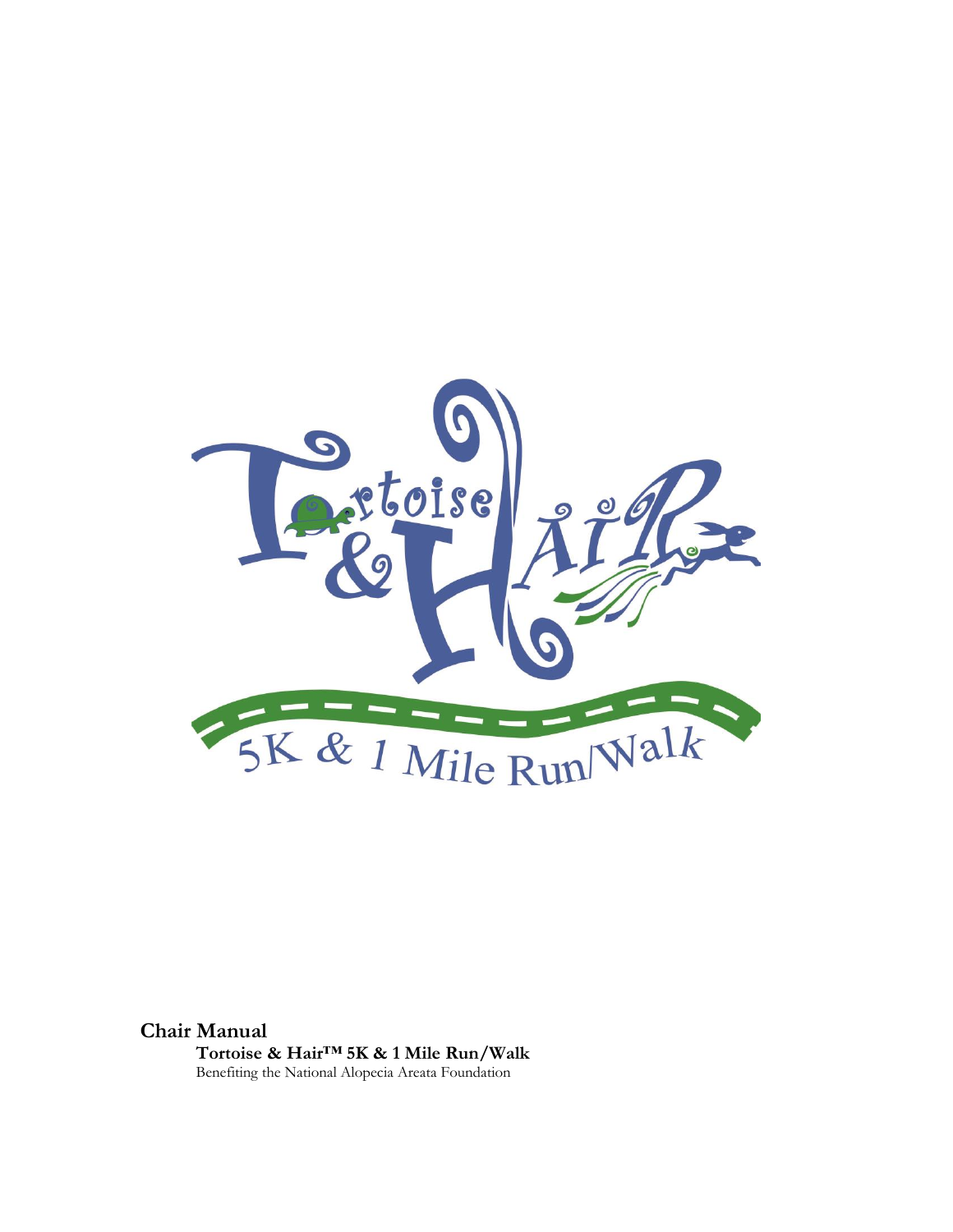Tortoise & HAIR

5K & 1 Mile Run/Walk

**Chair Manual**

**Tortoise & Hair™ 5K & 1 Mile Run/Walk**

Benefiting the National Alopecia Areata Foundation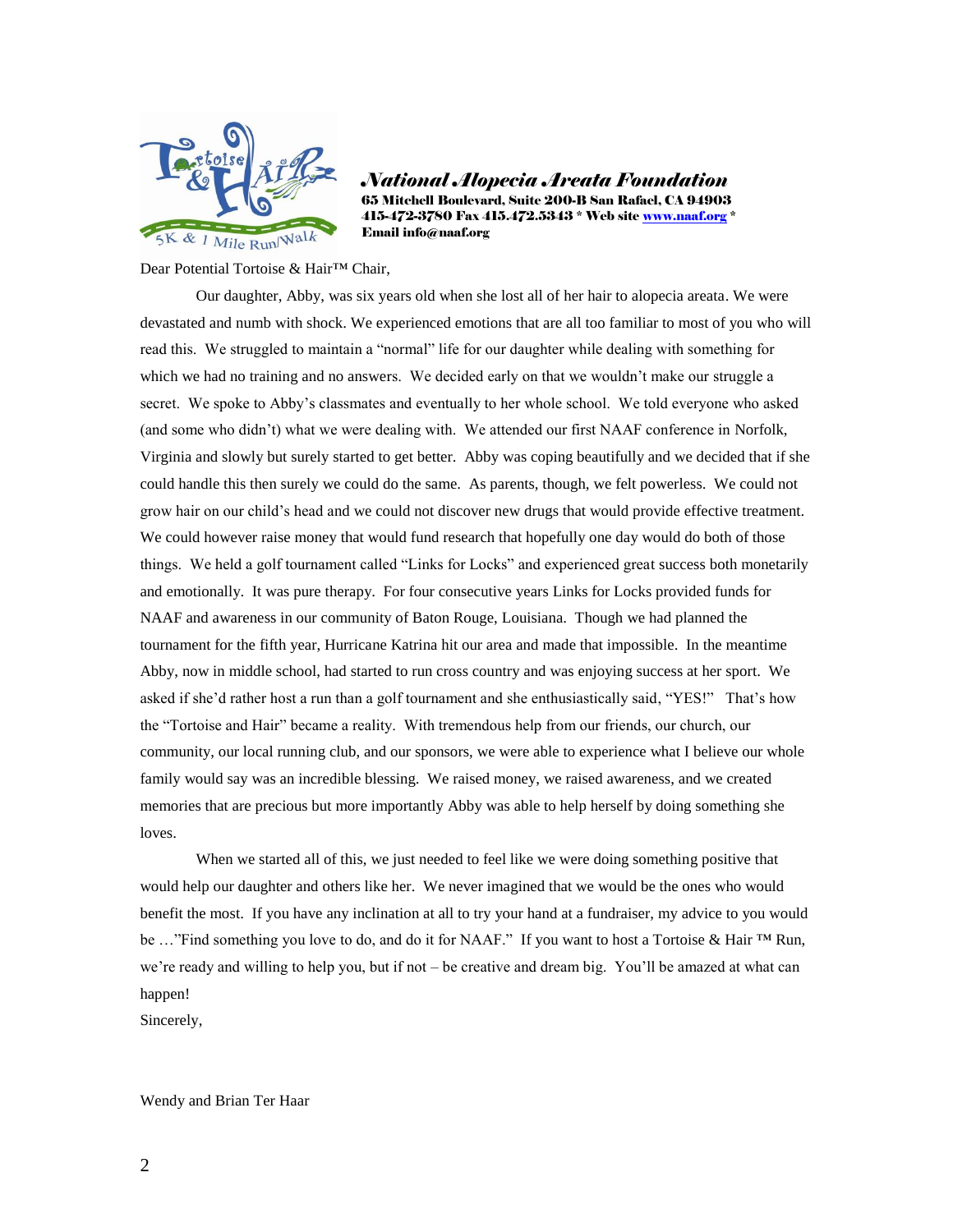**National Alopecia Areata Foundation**
**65 Mitchell Boulevard, Suite 200-B San Rafael, CA 94903**
**415-472-3780 Fax 415.472.5343 * Web site www.naaf.org ***
**Email info@naaf.org**

Dear Potential Tortoise & Hair™ Chair,

Our daughter, Abby, was six years old when she lost all of her hair to alopecia areata. We were devastated and numb with shock. We experienced emotions that are all too familiar to most of you who will read this. We struggled to maintain a "normal" life for our daughter while dealing with something for which we had no training and no answers. We decided early on that we wouldn't make our struggle a secret. We spoke to Abby's classmates and eventually to her whole school. We told everyone who asked (and some who didn't) what we were dealing with. We attended our first NAAF conference in Norfolk, Virginia and slowly but surely started to get better. Abby was coping beautifully and we decided that if she could handle this then surely we could do the same. As parents, though, we felt powerless. We could not grow hair on our child's head and we could not discover new drugs that would provide effective treatment. We could however raise money that would fund research that hopefully one day would do both of those things. We held a golf tournament called "Links for Locks" and experienced great success both monetarily and emotionally. It was pure therapy. For four consecutive years Links for Locks provided funds for NAAF and awareness in our community of Baton Rouge, Louisiana. Though we had planned the tournament for the fifth year, Hurricane Katrina hit our area and made that impossible. In the meantime Abby, now in middle school, had started to run cross country and was enjoying success at her sport. We asked if she'd rather host a run than a golf tournament and she enthusiastically said, "YES!" That's how the "Tortoise and Hair" became a reality. With tremendous help from our friends, our church, our community, our local running club, and our sponsors, we were able to experience what I believe our whole family would say was an incredible blessing. We raised money, we raised awareness, and we created memories that are precious but more importantly Abby was able to help herself by doing something she loves.

When we started all of this, we just needed to feel like we were doing something positive that would help our daughter and others like her. We never imagined that we would be the ones who would benefit the most. If you have any inclination at all to try your hand at a fundraiser, my advice to you would be …"Find something you love to do, and do it for NAAF." If you want to host a Tortoise & Hair ™ Run, we're ready and willing to help you, but if not – be creative and dream big. You'll be amazed at what can happen!

Sincerely,

Wendy and Brian Ter Haar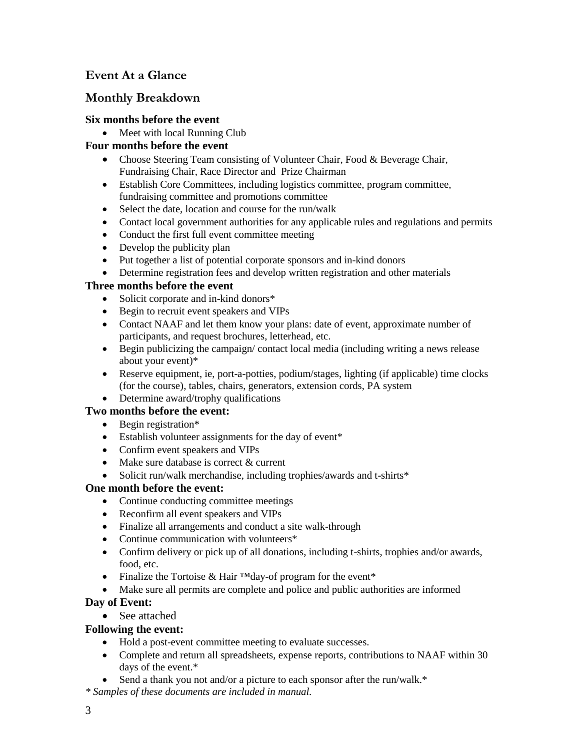## Event At a Glance

## Monthly Breakdown

**Six months before the event**

- Meet with local Running Club

**Four months before the event**

- Choose Steering Team consisting of Volunteer Chair, Food & Beverage Chair, Fundraising Chair, Race Director and Prize Chairman
- Establish Core Committees, including logistics committee, program committee, fundraising committee and promotions committee
- Select the date, location and course for the run/walk
- Contact local government authorities for any applicable rules and regulations and permits
- Conduct the first full event committee meeting
- Develop the publicity plan
- Put together a list of potential corporate sponsors and in-kind donors
- Determine registration fees and develop written registration and other materials

**Three months before the event**

- Solicit corporate and in-kind donors*
- Begin to recruit event speakers and VIPs
- Contact NAAF and let them know your plans: date of event, approximate number of participants, and request brochures, letterhead, etc.
- Begin publicizing the campaign/ contact local media (including writing a news release about your event)*
- Reserve equipment, ie, port-a-potties, podium/stages, lighting (if applicable) time clocks (for the course), tables, chairs, generators, extension cords, PA system
- Determine award/trophy qualifications

**Two months before the event:**

- Begin registration*
- Establish volunteer assignments for the day of event*
- Confirm event speakers and VIPs
- Make sure database is correct & current
- Solicit run/walk merchandise, including trophies/awards and t-shirts*

**One month before the event:**

- Continue conducting committee meetings
- Reconfirm all event speakers and VIPs
- Finalize all arrangements and conduct a site walk-through
- Continue communication with volunteers*
- Confirm delivery or pick up of all donations, including t-shirts, trophies and/or awards, food, etc.
- Finalize the Tortoise & Hair ™day-of program for the event*
- Make sure all permits are complete and police and public authorities are informed

**Day of Event:**

- See attached

**Following the event:**

- Hold a post-event committee meeting to evaluate successes.
- Complete and return all spreadsheets, expense reports, contributions to NAAF within 30 days of the event.*
- Send a thank you not and/or a picture to each sponsor after the run/walk.*

*\* Samples of these documents are included in manual.*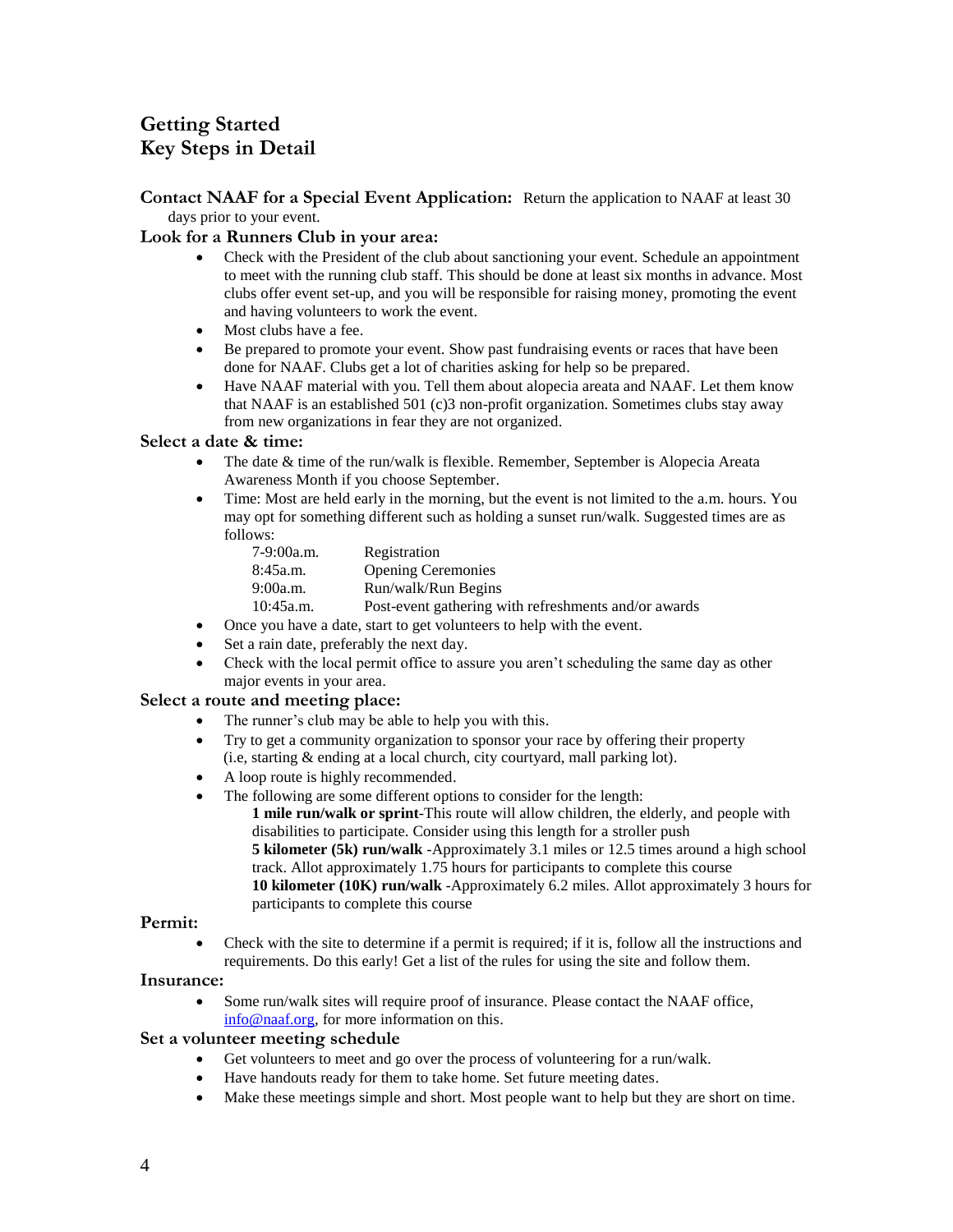# Getting Started
# Key Steps in Detail

**Contact NAAF for a Special Event Application:** Return the application to NAAF at least 30 days prior to your event.

**Look for a Runners Club in your area:**

- Check with the President of the club about sanctioning your event. Schedule an appointment to meet with the running club staff. This should be done at least six months in advance. Most clubs offer event set-up, and you will be responsible for raising money, promoting the event and having volunteers to work the event.
- Most clubs have a fee.
- Be prepared to promote your event. Show past fundraising events or races that have been done for NAAF. Clubs get a lot of charities asking for help so be prepared.
- Have NAAF material with you. Tell them about alopecia areata and NAAF. Let them know that NAAF is an established 501 (c)3 non-profit organization. Sometimes clubs stay away from new organizations in fear they are not organized.

**Select a date & time:**

- The date & time of the run/walk is flexible. Remember, September is Alopecia Areata Awareness Month if you choose September.
- Time: Most are held early in the morning, but the event is not limited to the a.m. hours. You may opt for something different such as holding a sunset run/walk. Suggested times are as follows:

| | |
|---|---|
| 7-9:00a.m. | Registration |
| 8:45a.m. | Opening Ceremonies |
| 9:00a.m. | Run/walk/Run Begins |
| 10:45a.m. | Post-event gathering with refreshments and/or awards |

- Once you have a date, start to get volunteers to help with the event.
- Set a rain date, preferably the next day.
- Check with the local permit office to assure you aren't scheduling the same day as other major events in your area.

**Select a route and meeting place:**

- The runner's club may be able to help you with this.
- Try to get a community organization to sponsor your race by offering their property (i.e, starting & ending at a local church, city courtyard, mall parking lot).
- A loop route is highly recommended.
- The following are some different options to consider for the length:

  **1 mile run/walk or sprint**-This route will allow children, the elderly, and people with disabilities to participate. Consider using this length for a stroller push

  **5 kilometer (5k) run/walk** -Approximately 3.1 miles or 12.5 times around a high school track. Allot approximately 1.75 hours for participants to complete this course

  **10 kilometer (10K) run/walk** -Approximately 6.2 miles. Allot approximately 3 hours for participants to complete this course

**Permit:**

- Check with the site to determine if a permit is required; if it is, follow all the instructions and requirements. Do this early! Get a list of the rules for using the site and follow them.

**Insurance:**

- Some run/walk sites will require proof of insurance. Please contact the NAAF office, info@naaf.org, for more information on this.

**Set a volunteer meeting schedule**

- Get volunteers to meet and go over the process of volunteering for a run/walk.
- Have handouts ready for them to take home. Set future meeting dates.
- Make these meetings simple and short. Most people want to help but they are short on time.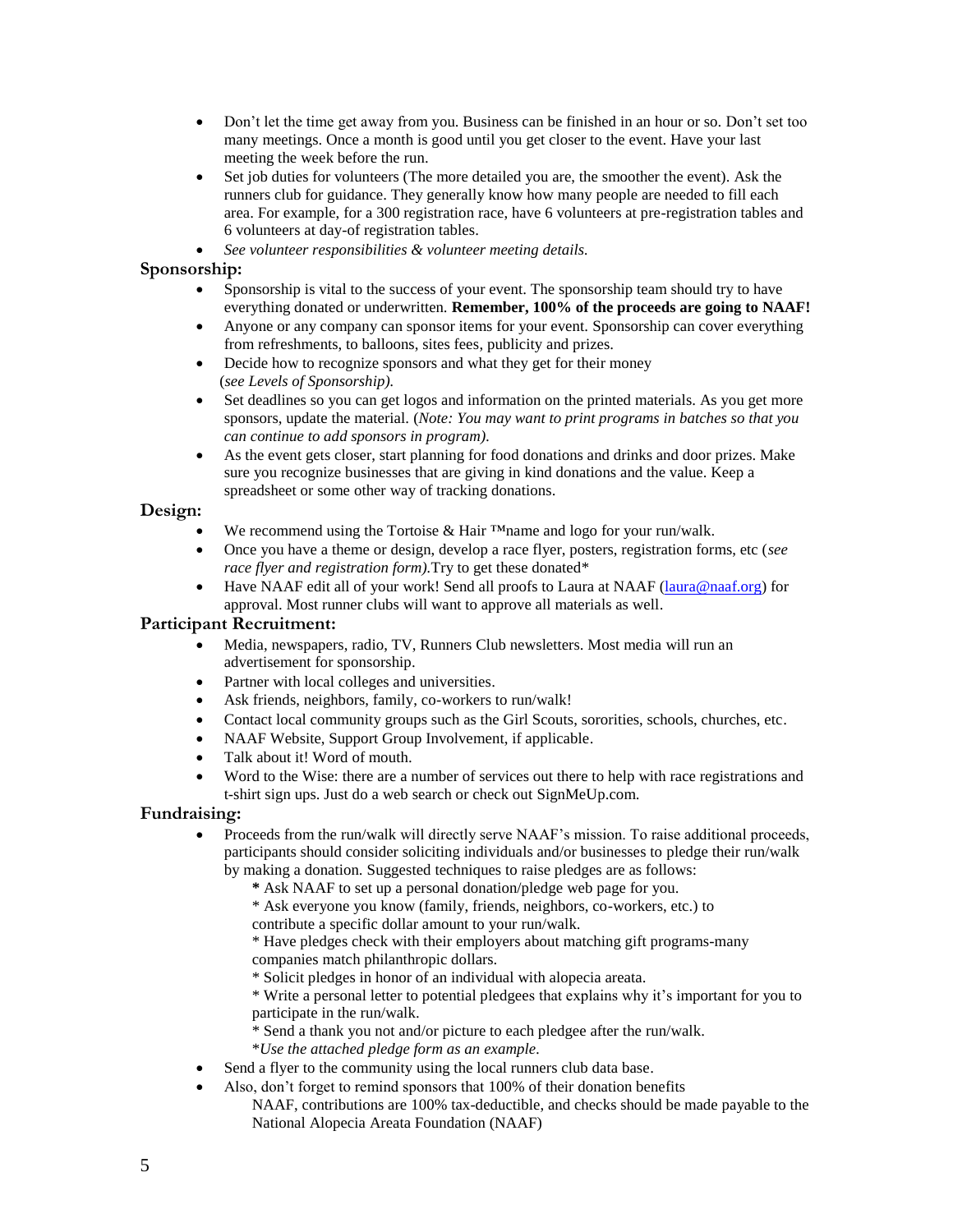- Don't let the time get away from you. Business can be finished in an hour or so. Don't set too many meetings. Once a month is good until you get closer to the event. Have your last meeting the week before the run.
- Set job duties for volunteers (The more detailed you are, the smoother the event). Ask the runners club for guidance. They generally know how many people are needed to fill each area. For example, for a 300 registration race, have 6 volunteers at pre-registration tables and 6 volunteers at day-of registration tables.
- *See volunteer responsibilities & volunteer meeting details.*

## Sponsorship:

- Sponsorship is vital to the success of your event. The sponsorship team should try to have everything donated or underwritten. **Remember, 100% of the proceeds are going to NAAF!**
- Anyone or any company can sponsor items for your event. Sponsorship can cover everything from refreshments, to balloons, sites fees, publicity and prizes.
- Decide how to recognize sponsors and what they get for their money (*see Levels of Sponsorship).*
- Set deadlines so you can get logos and information on the printed materials. As you get more sponsors, update the material. (*Note: You may want to print programs in batches so that you can continue to add sponsors in program).*
- As the event gets closer, start planning for food donations and drinks and door prizes. Make sure you recognize businesses that are giving in kind donations and the value. Keep a spreadsheet or some other way of tracking donations.

## Design:

- We recommend using the Tortoise & Hair ™name and logo for your run/walk.
- Once you have a theme or design, develop a race flyer, posters, registration forms, etc (*see race flyer and registration form).*Try to get these donated*
- Have NAAF edit all of your work! Send all proofs to Laura at NAAF (laura@naaf.org) for approval. Most runner clubs will want to approve all materials as well.

## Participant Recruitment:

- Media, newspapers, radio, TV, Runners Club newsletters. Most media will run an advertisement for sponsorship.
- Partner with local colleges and universities.
- Ask friends, neighbors, family, co-workers to run/walk!
- Contact local community groups such as the Girl Scouts, sororities, schools, churches, etc.
- NAAF Website, Support Group Involvement, if applicable.
- Talk about it! Word of mouth.
- Word to the Wise: there are a number of services out there to help with race registrations and t-shirt sign ups. Just do a web search or check out SignMeUp.com.

## Fundraising:

- Proceeds from the run/walk will directly serve NAAF's mission. To raise additional proceeds, participants should consider soliciting individuals and/or businesses to pledge their run/walk by making a donation. Suggested techniques to raise pledges are as follows:
  - **\*** Ask NAAF to set up a personal donation/pledge web page for you.
  - \* Ask everyone you know (family, friends, neighbors, co-workers, etc.) to contribute a specific dollar amount to your run/walk.
  - \* Have pledges check with their employers about matching gift programs-many companies match philanthropic dollars.
  - \* Solicit pledges in honor of an individual with alopecia areata.
  - \* Write a personal letter to potential pledgees that explains why it's important for you to participate in the run/walk.
  - \* Send a thank you not and/or picture to each pledgee after the run/walk.
  - \**Use the attached pledge form as an example.*
- Send a flyer to the community using the local runners club data base.
- Also, don't forget to remind sponsors that 100% of their donation benefits NAAF, contributions are 100% tax-deductible, and checks should be made payable to the National Alopecia Areata Foundation (NAAF)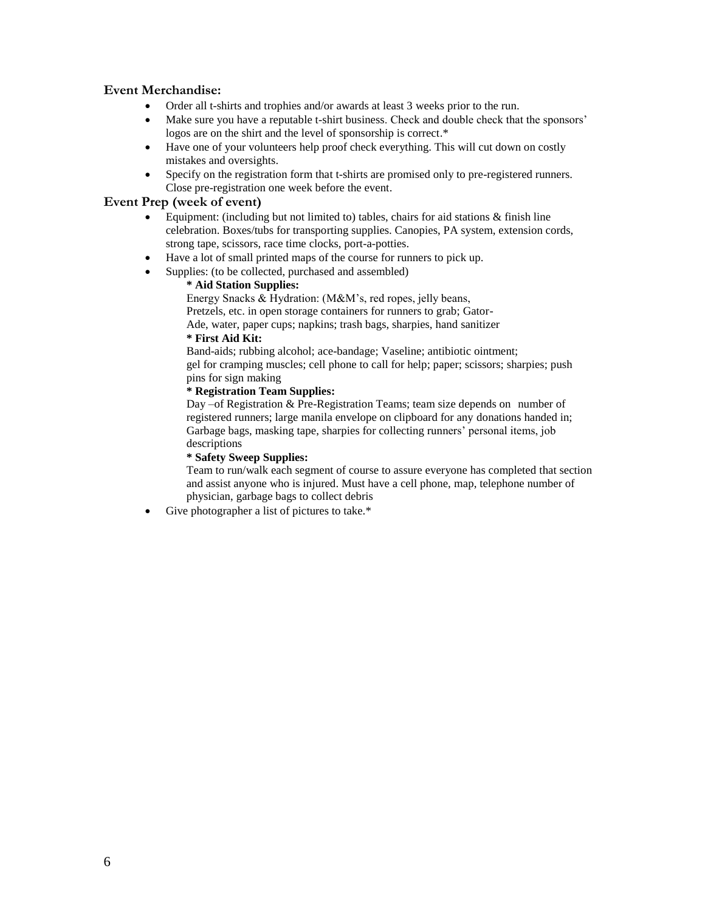### Event Merchandise:

- Order all t-shirts and trophies and/or awards at least 3 weeks prior to the run.
- Make sure you have a reputable t-shirt business. Check and double check that the sponsors' logos are on the shirt and the level of sponsorship is correct.*
- Have one of your volunteers help proof check everything. This will cut down on costly mistakes and oversights.
- Specify on the registration form that t-shirts are promised only to pre-registered runners. Close pre-registration one week before the event.

### Event Prep (week of event)

- Equipment: (including but not limited to) tables, chairs for aid stations & finish line celebration. Boxes/tubs for transporting supplies. Canopies, PA system, extension cords, strong tape, scissors, race time clocks, port-a-potties.
- Have a lot of small printed maps of the course for runners to pick up.
- Supplies: (to be collected, purchased and assembled)

  **\* Aid Station Supplies:**
  Energy Snacks & Hydration: (M&M's, red ropes, jelly beans, Pretzels, etc. in open storage containers for runners to grab; Gator-Ade, water, paper cups; napkins; trash bags, sharpies, hand sanitizer

  **\* First Aid Kit:**
  Band-aids; rubbing alcohol; ace-bandage; Vaseline; antibiotic ointment; gel for cramping muscles; cell phone to call for help; paper; scissors; sharpies; push pins for sign making

  **\* Registration Team Supplies:**
  Day –of Registration & Pre-Registration Teams; team size depends on number of registered runners; large manila envelope on clipboard for any donations handed in; Garbage bags, masking tape, sharpies for collecting runners' personal items, job descriptions

  **\* Safety Sweep Supplies:**
  Team to run/walk each segment of course to assure everyone has completed that section and assist anyone who is injured. Must have a cell phone, map, telephone number of physician, garbage bags to collect debris

- Give photographer a list of pictures to take.*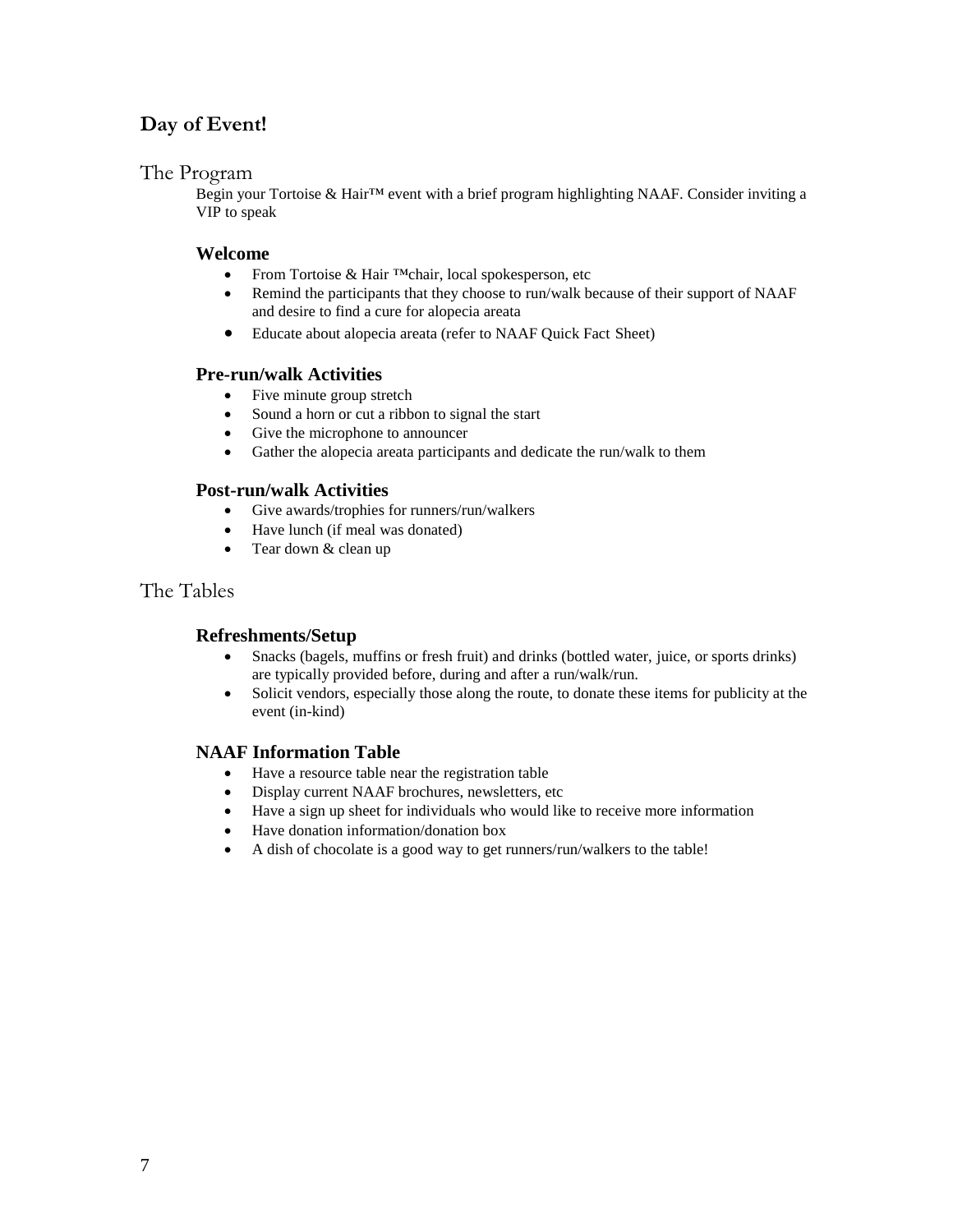## Day of Event!

### The Program

Begin your Tortoise & Hair™ event with a brief program highlighting NAAF. Consider inviting a VIP to speak

#### Welcome

- From Tortoise & Hair ™chair, local spokesperson, etc
- Remind the participants that they choose to run/walk because of their support of NAAF and desire to find a cure for alopecia areata
- Educate about alopecia areata (refer to NAAF Quick Fact Sheet)

#### Pre-run/walk Activities

- Five minute group stretch
- Sound a horn or cut a ribbon to signal the start
- Give the microphone to announcer
- Gather the alopecia areata participants and dedicate the run/walk to them

#### Post-run/walk Activities

- Give awards/trophies for runners/run/walkers
- Have lunch (if meal was donated)
- Tear down & clean up

### The Tables

#### Refreshments/Setup

- Snacks (bagels, muffins or fresh fruit) and drinks (bottled water, juice, or sports drinks) are typically provided before, during and after a run/walk/run.
- Solicit vendors, especially those along the route, to donate these items for publicity at the event (in-kind)

#### NAAF Information Table

- Have a resource table near the registration table
- Display current NAAF brochures, newsletters, etc
- Have a sign up sheet for individuals who would like to receive more information
- Have donation information/donation box
- A dish of chocolate is a good way to get runners/run/walkers to the table!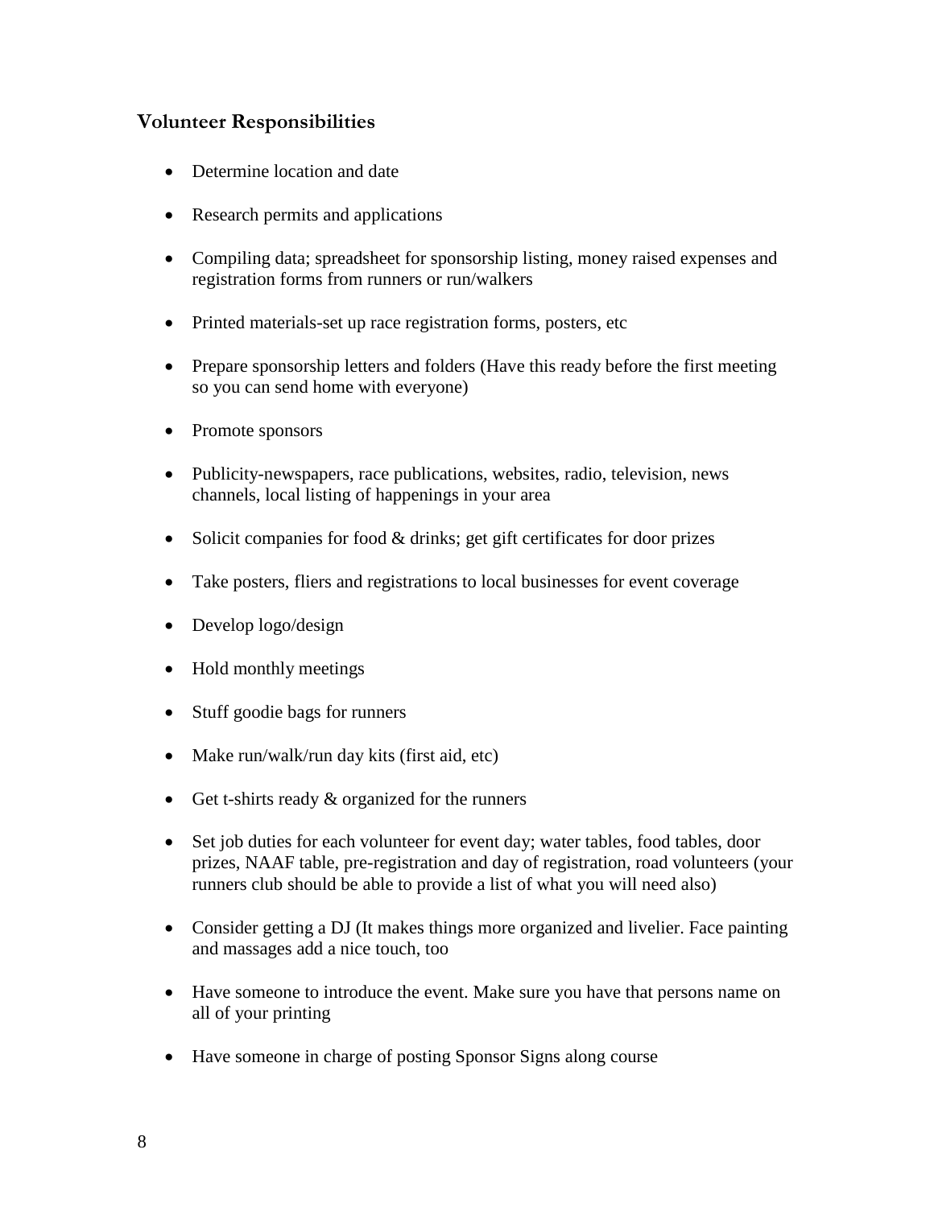### Volunteer Responsibilities

- Determine location and date
- Research permits and applications
- Compiling data; spreadsheet for sponsorship listing, money raised expenses and registration forms from runners or run/walkers
- Printed materials-set up race registration forms, posters, etc
- Prepare sponsorship letters and folders (Have this ready before the first meeting so you can send home with everyone)
- Promote sponsors
- Publicity-newspapers, race publications, websites, radio, television, news channels, local listing of happenings in your area
- Solicit companies for food & drinks; get gift certificates for door prizes
- Take posters, fliers and registrations to local businesses for event coverage
- Develop logo/design
- Hold monthly meetings
- Stuff goodie bags for runners
- Make run/walk/run day kits (first aid, etc)
- Get t-shirts ready & organized for the runners
- Set job duties for each volunteer for event day; water tables, food tables, door prizes, NAAF table, pre-registration and day of registration, road volunteers (your runners club should be able to provide a list of what you will need also)
- Consider getting a DJ (It makes things more organized and livelier. Face painting and massages add a nice touch, too
- Have someone to introduce the event. Make sure you have that persons name on all of your printing
- Have someone in charge of posting Sponsor Signs along course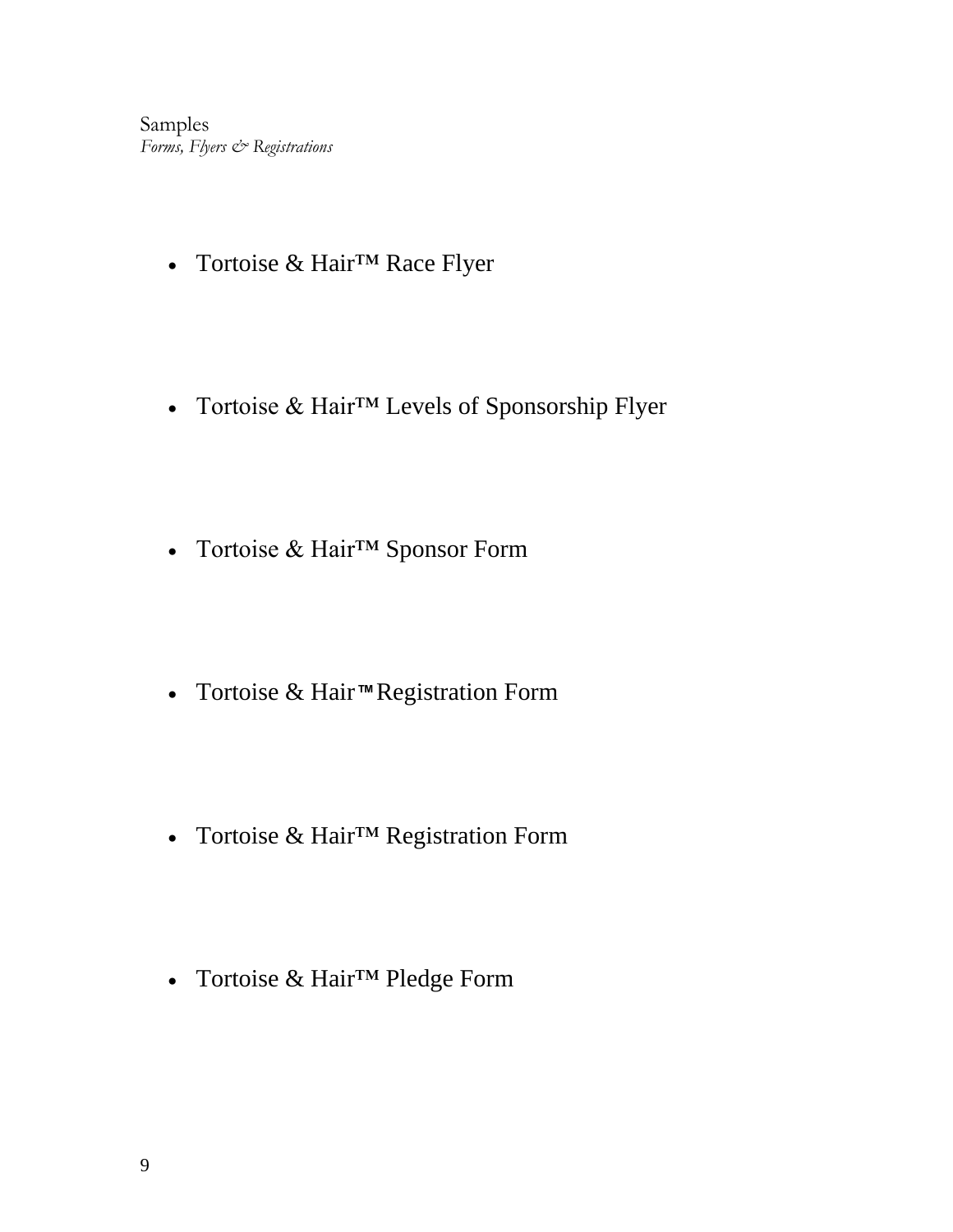Samples
*Forms, Flyers & Registrations*

- Tortoise & Hair™ Race Flyer

- Tortoise & Hair™ Levels of Sponsorship Flyer

- Tortoise & Hair™ Sponsor Form

- Tortoise & Hair™ Registration Form

- Tortoise & Hair™ Registration Form

- Tortoise & Hair™ Pledge Form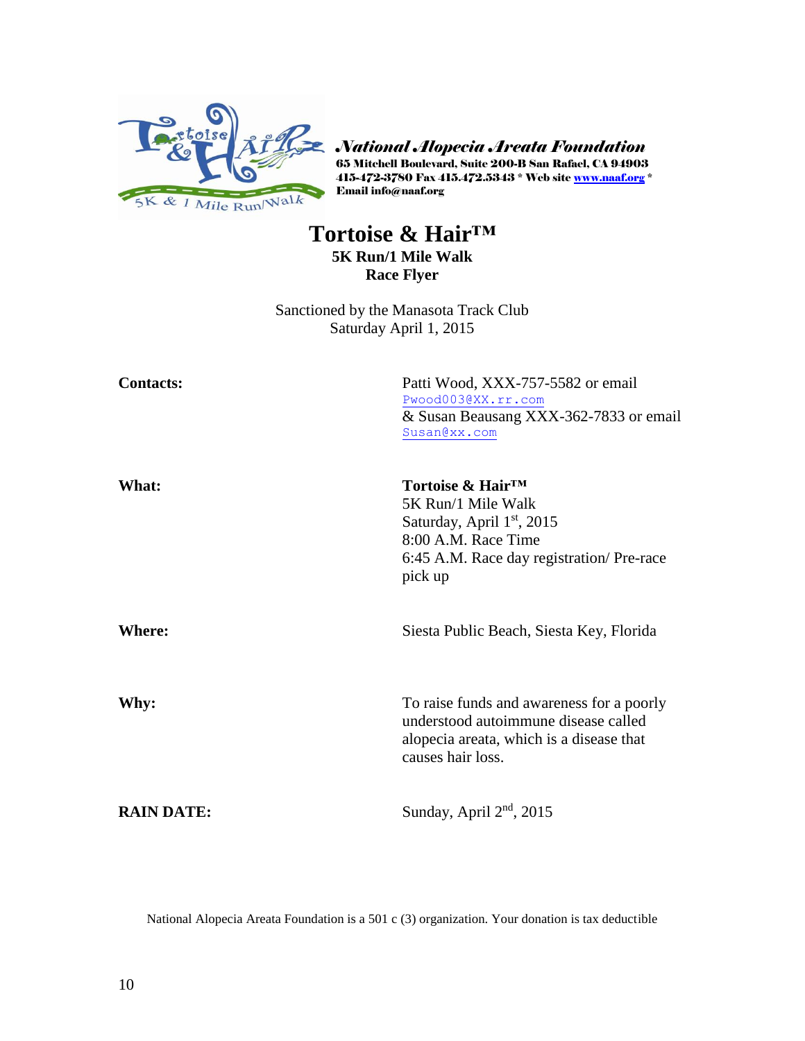***National Alopecia Areata Foundation***
**65 Mitchell Boulevard, Suite 200-B San Rafael, CA 94903**
**415-472-3780 Fax 415.472.5343 * Web site [www.naaf.org](http://www.naaf.org) ***
**Email info@naaf.org**

# Tortoise & Hair™

**5K Run/1 Mile Walk**
**Race Flyer**

Sanctioned by the Manasota Track Club
Saturday April 1, 2015

| | |
|---|---|
| **Contacts:** | Patti Wood, XXX-757-5582 or email Pwood003@XX.rr.com & Susan Beausang XXX-362-7833 or email Susan@xx.com |
| **What:** | **Tortoise & Hair™** 5K Run/1 Mile Walk Saturday, April 1st, 2015 8:00 A.M. Race Time 6:45 A.M. Race day registration/ Pre-race pick up |
| **Where:** | Siesta Public Beach, Siesta Key, Florida |
| **Why:** | To raise funds and awareness for a poorly understood autoimmune disease called alopecia areata, which is a disease that causes hair loss. |
| **RAIN DATE:** | Sunday, April 2nd, 2015 |

National Alopecia Areata Foundation is a 501 c (3) organization. Your donation is tax deductible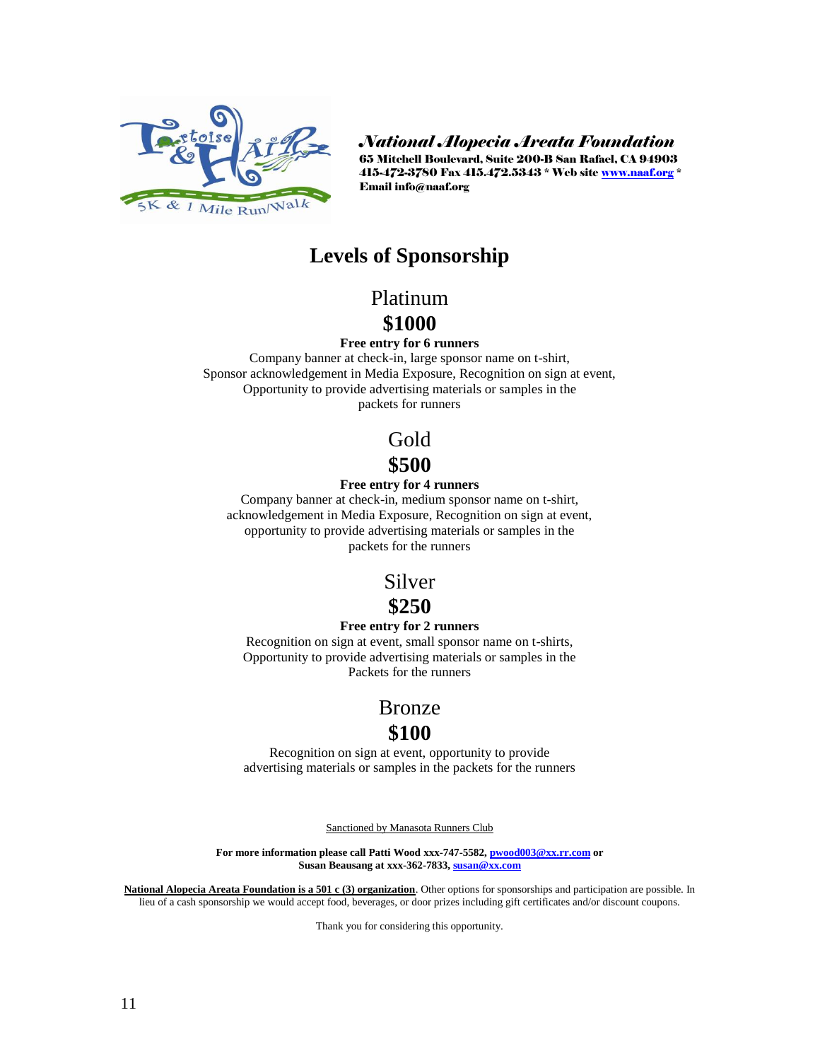***National Alopecia Areata Foundation***

**65 Mitchell Boulevard, Suite 200-B San Rafael, CA 94903**
**415-472-3780 Fax 415.472.5343 * Web site www.naaf.org ***
**Email info@naaf.org**

# Levels of Sponsorship

## Platinum

## $1000

**Free entry for 6 runners**

Company banner at check-in, large sponsor name on t-shirt,
Sponsor acknowledgement in Media Exposure, Recognition on sign at event,
Opportunity to provide advertising materials or samples in the
packets for runners

## Gold

## $500

**Free entry for 4 runners**

Company banner at check-in, medium sponsor name on t-shirt,
acknowledgement in Media Exposure, Recognition on sign at event,
opportunity to provide advertising materials or samples in the
packets for the runners

## Silver

## $250

**Free entry for 2 runners**

Recognition on sign at event, small sponsor name on t-shirts,
Opportunity to provide advertising materials or samples in the
Packets for the runners

## Bronze

## $100

Recognition on sign at event, opportunity to provide
advertising materials or samples in the packets for the runners

Sanctioned by Manasota Runners Club

**For more information please call Patti Wood xxx-747-5582, pwood003@xx.rr.com or Susan Beausang at xxx-362-7833, susan@xx.com**

**National Alopecia Areata Foundation is a 501 c (3) organization**. Other options for sponsorships and participation are possible. In lieu of a cash sponsorship we would accept food, beverages, or door prizes including gift certificates and/or discount coupons.

Thank you for considering this opportunity.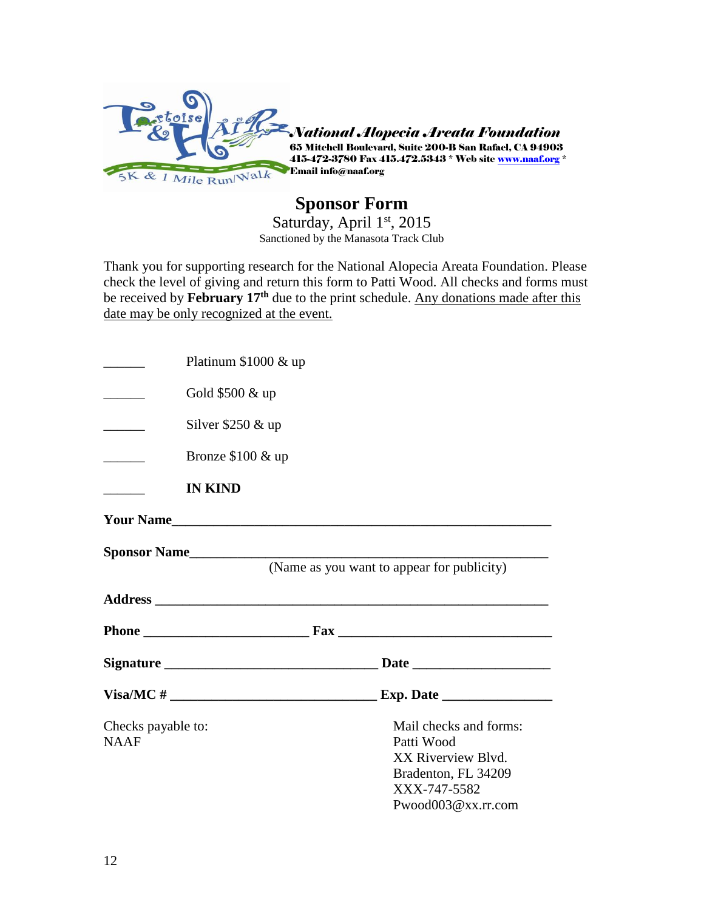Tortoise & Hair 5K & 1 Mile Run/Walk

***National Alopecia Areata Foundation***
**65 Mitchell Boulevard, Suite 200-B San Rafael, CA 94903**
**415-472-3780 Fax 415.472.5343 * Web site [www.naaf.org](http://www.naaf.org) ***
**Email info@naaf.org**

# Sponsor Form

Saturday, April 1st, 2015

Sanctioned by the Manasota Track Club

Thank you for supporting research for the National Alopecia Areata Foundation. Please check the level of giving and return this form to Patti Wood. All checks and forms must be received by **February 17th** due to the print schedule. Any donations made after this date may be only recognized at the event.

______ Platinum $1000 & up

______ Gold $500 & up

______ Silver $250 & up

______ Bronze $100 & up

______ **IN KIND**

**Your Name**_______________________________________________

**Sponsor Name**____________________________________________
(Name as you want to appear for publicity)

**Address** _________________________________________________

**Phone** ______________________ **Fax** __________________________

**Signature** ___________________________ **Date** __________________

**Visa/MC #** ___________________________ **Exp. Date** ______________

Checks payable to:
NAAF

Mail checks and forms:
Patti Wood
XX Riverview Blvd.
Bradenton, FL 34209
XXX-747-5582
Pwood003@xx.rr.com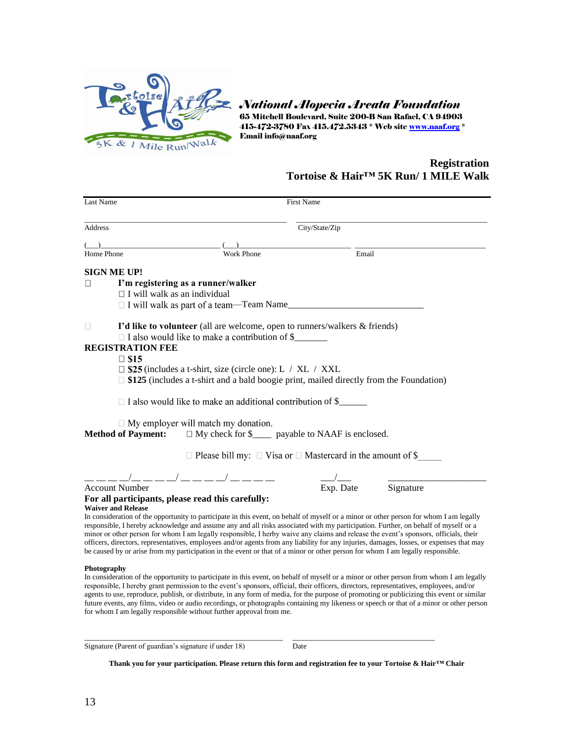***National Alopecia Areata Foundation***
**65 Mitchell Boulevard, Suite 200-B San Rafael, CA 94903**
**415-472-3780 Fax 415.472.5343 * Web site www.naaf.org ***
**Email info@naaf.org**

## Registration
## Tortoise & Hair™ 5K Run/ 1 MILE Walk

Last Name _______________________ First Name _______________________

Address _______________________ City/State/Zip _______________________

(___)_______________________ (___)_______________________ _______________________
Home Phone Work Phone Email

**SIGN ME UP!**

☐ **I'm registering as a runner/walker**
- ☐ I will walk as an individual
- ☐ I will walk as part of a team—Team Name_______________________

☐ **I'd like to volunteer** (all are welcome, open to runners/walkers & friends)
- ☐ I also would like to make a contribution of $_______

**REGISTRATION FEE**

- ☐ **$15**
- ☐ **$25** (includes a t-shirt, size (circle one): L / XL / XXL
- ☐ **$125** (includes a t-shirt and a bald boogie print, mailed directly from the Foundation)

☐ I also would like to make an additional contribution of $______

☐ My employer will match my donation.

**Method of Payment:** ☐ My check for $____ payable to NAAF is enclosed.

☐ Please bill my: ☐ Visa or ☐ Mastercard in the amount of $_____

__ __ __ __/__ __ __ __/ __ __ __ __/ __ __ __ __ ___/___ _______________________
Account Number Exp. Date Signature

**For all participants, please read this carefully:**

**Waiver and Release**

In consideration of the opportunity to participate in this event, on behalf of myself or a minor or other person for whom I am legally responsible, I hereby acknowledge and assume any and all risks associated with my participation. Further, on behalf of myself or a minor or other person for whom I am legally responsible, I herby waive any claims and release the event's sponsors, officials, their officers, directors, representatives, employees and/or agents from any liability for any injuries, damages, losses, or expenses that may be caused by or arise from my participation in the event or that of a minor or other person for whom I am legally responsible.

**Photography**

In consideration of the opportunity to participate in this event, on behalf of myself or a minor or other person from whom I am legally responsible, I hereby grant permission to the event's sponsors, official, their officers, directors, representatives, employees, and/or agents to use, reproduce, publish, or distribute, in any form of media, for the purpose of promoting or publicizing this event or similar future events, any films, video or audio recordings, or photographs containing my likeness or speech or that of a minor or other person for whom I am legally responsible without further approval from me.

_______________________ _______________________
Signature (Parent of guardian's signature if under 18) Date

**Thank you for your participation. Please return this form and registration fee to your Tortoise & Hair™ Chair**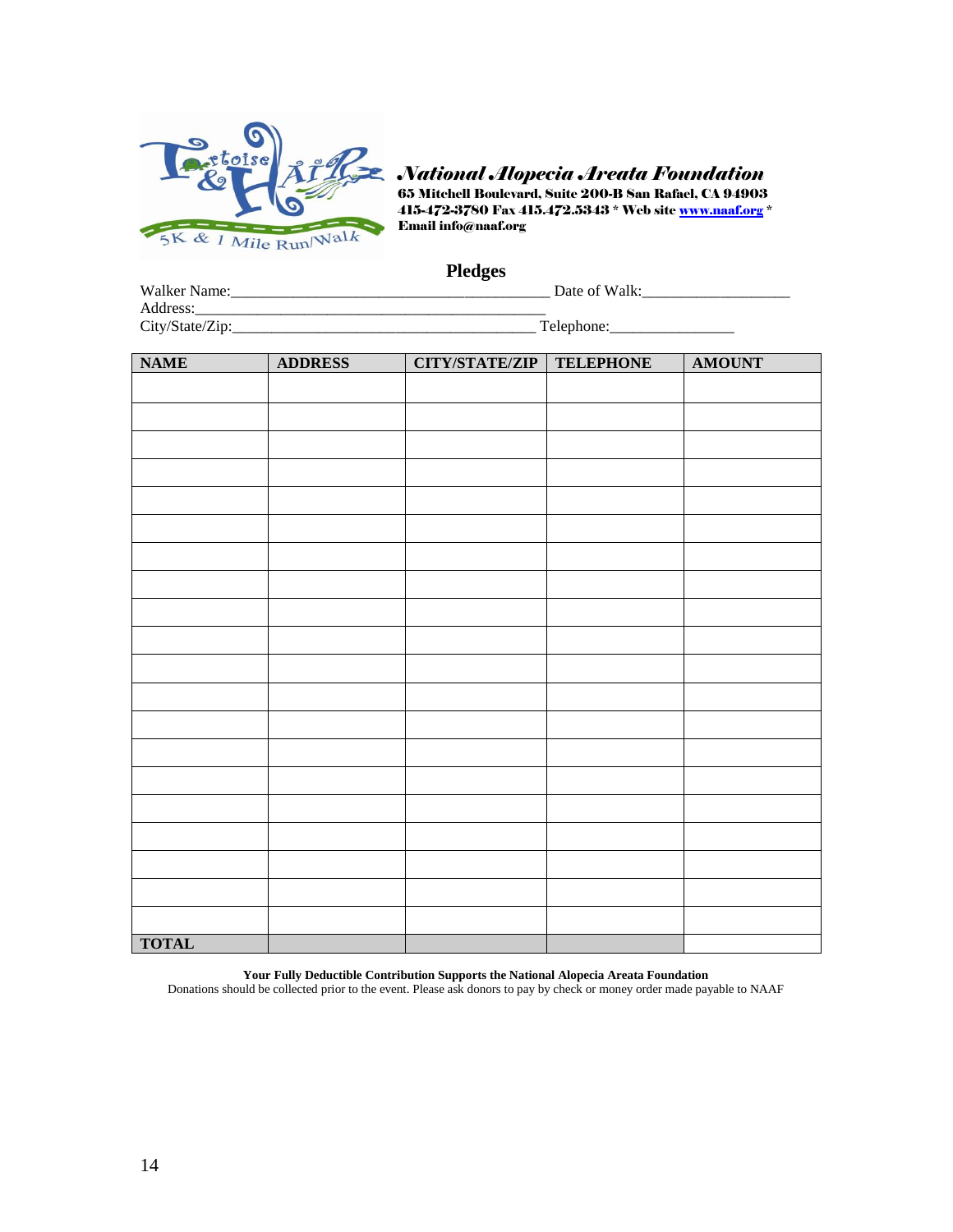Tortoise & Hair 5K & 1 Mile Run/Walk

***National Alopecia Areata Foundation***
**65 Mitchell Boulevard, Suite 200-B San Rafael, CA 94903**
**415-472-3780 Fax 415.472.5343 * Web site www.naaf.org ***
**Email info@naaf.org**

## Pledges

Walker Name:________________________________________ Date of Walk:__________________
Address:____________________________________________
City/State/Zip:______________________________________ Telephone:________________

| NAME | ADDRESS | CITY/STATE/ZIP | TELEPHONE | AMOUNT |
|---|---|---|---|---|
| | | | | |
| | | | | |
| | | | | |
| | | | | |
| | | | | |
| | | | | |
| | | | | |
| | | | | |
| | | | | |
| | | | | |
| | | | | |
| | | | | |
| | | | | |
| | | | | |
| | | | | |
| | | | | |
| | | | | |
| | | | | |
| | | | | |
| | | | | |
| **TOTAL** | | | | |

**Your Fully Deductible Contribution Supports the National Alopecia Areata Foundation**
Donations should be collected prior to the event. Please ask donors to pay by check or money order made payable to NAAF